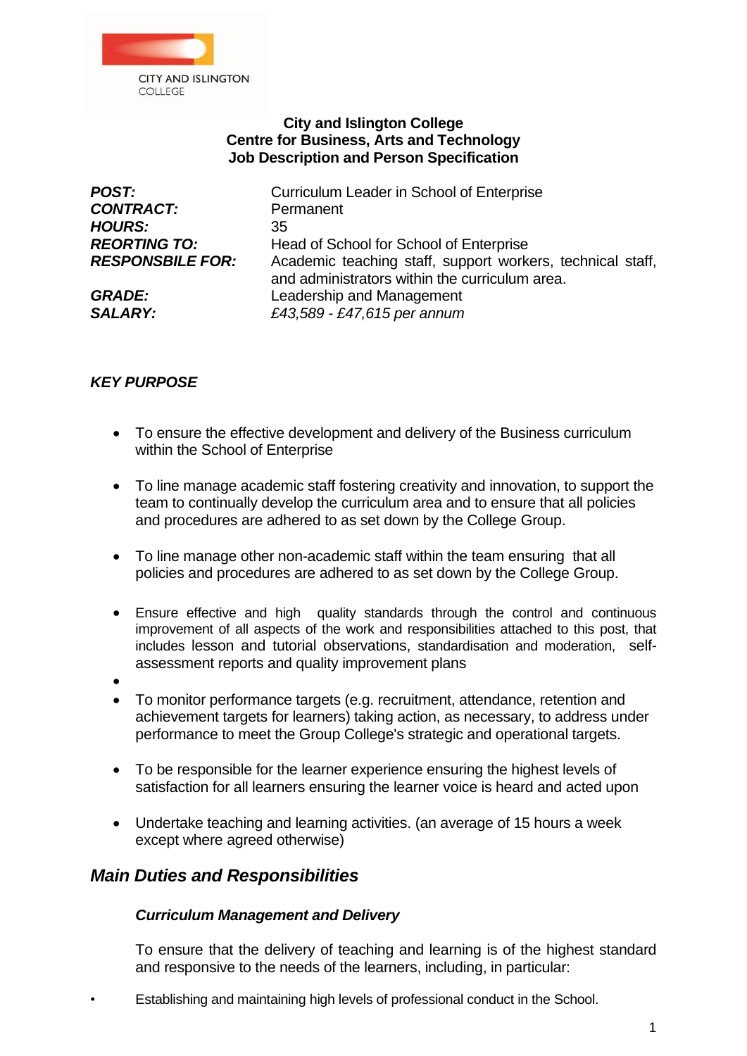CITY AND ISLINGTON COLLEGE

**City and Islington College**
**Centre for Business, Arts and Technology**
**Job Description and Person Specification**

| | |
|---|---|
| ***POST:*** | Curriculum Leader in School of Enterprise |
| ***CONTRACT:*** | Permanent |
| ***HOURS:*** | 35 |
| ***REORTING TO:*** | Head of School for School of Enterprise |
| ***RESPONSBILE FOR:*** | Academic teaching staff, support workers, technical staff, and administrators within the curriculum area. |
| ***GRADE:*** | Leadership and Management |
| ***SALARY:*** | *£43,589 - £47,615 per annum* |

***KEY PURPOSE***

- To ensure the effective development and delivery of the Business curriculum within the School of Enterprise
- To line manage academic staff fostering creativity and innovation, to support the team to continually develop the curriculum area and to ensure that all policies and procedures are adhered to as set down by the College Group.
- To line manage other non-academic staff within the team ensuring that all policies and procedures are adhered to as set down by the College Group.
- Ensure effective and high quality standards through the control and continuous improvement of all aspects of the work and responsibilities attached to this post, that includes lesson and tutorial observations, standardisation and moderation, self-assessment reports and quality improvement plans
- 
- To monitor performance targets (e.g. recruitment, attendance, retention and achievement targets for learners) taking action, as necessary, to address under performance to meet the Group College's strategic and operational targets.
- To be responsible for the learner experience ensuring the highest levels of satisfaction for all learners ensuring the learner voice is heard and acted upon
- Undertake teaching and learning activities. (an average of 15 hours a week except where agreed otherwise)

## *Main Duties and Responsibilities*

### *Curriculum Management and Delivery*

To ensure that the delivery of teaching and learning is of the highest standard and responsive to the needs of the learners, including, in particular:

- Establishing and maintaining high levels of professional conduct in the School.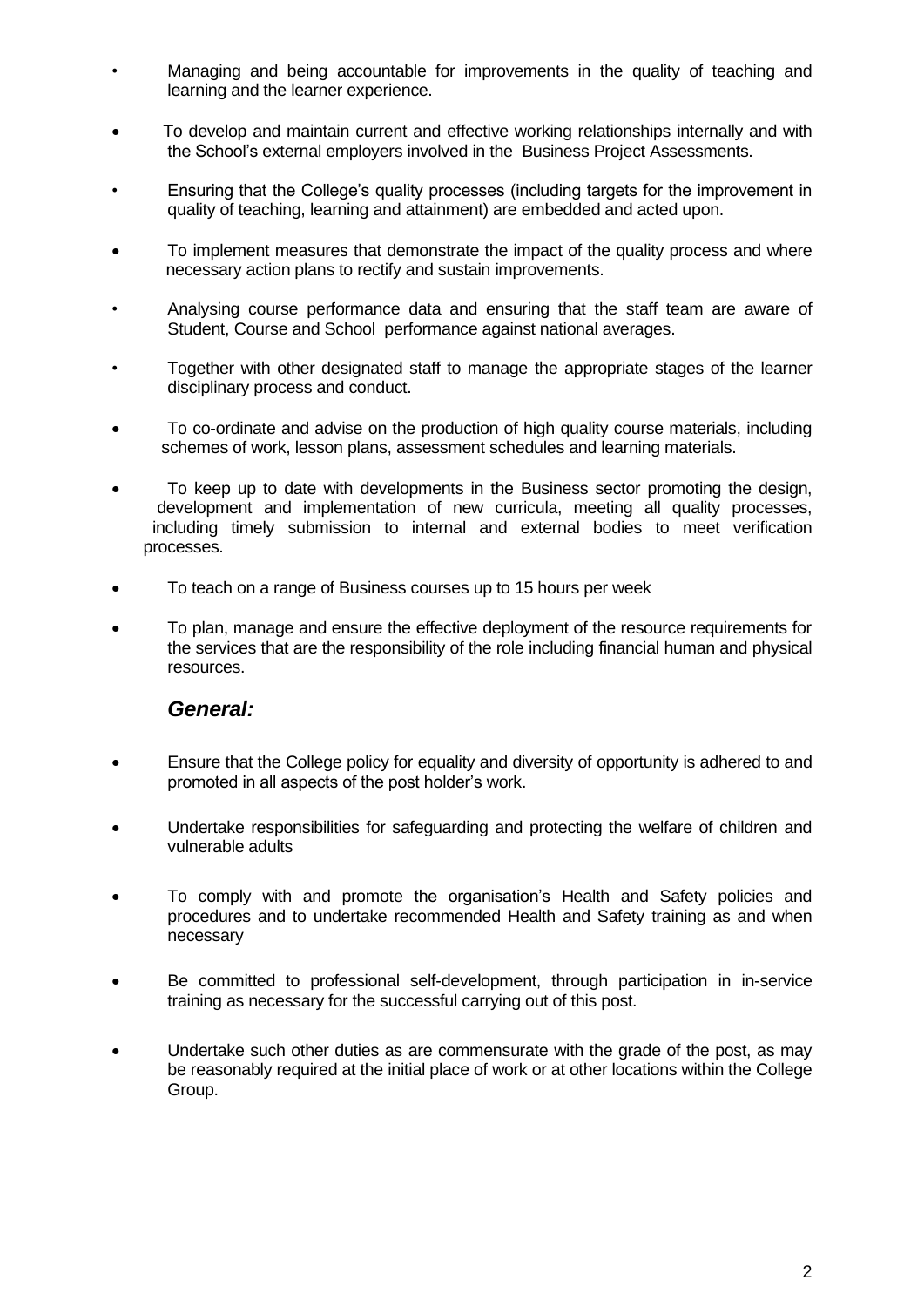- Managing and being accountable for improvements in the quality of teaching and learning and the learner experience.

- To develop and maintain current and effective working relationships internally and with the School's external employers involved in the Business Project Assessments.

- Ensuring that the College's quality processes (including targets for the improvement in quality of teaching, learning and attainment) are embedded and acted upon.

- To implement measures that demonstrate the impact of the quality process and where necessary action plans to rectify and sustain improvements.

- Analysing course performance data and ensuring that the staff team are aware of Student, Course and School performance against national averages.

- Together with other designated staff to manage the appropriate stages of the learner disciplinary process and conduct.

- To co-ordinate and advise on the production of high quality course materials, including schemes of work, lesson plans, assessment schedules and learning materials.

- To keep up to date with developments in the Business sector promoting the design, development and implementation of new curricula, meeting all quality processes, including timely submission to internal and external bodies to meet verification processes.

- To teach on a range of Business courses up to 15 hours per week

- To plan, manage and ensure the effective deployment of the resource requirements for the services that are the responsibility of the role including financial human and physical resources.

### *General:*

- Ensure that the College policy for equality and diversity of opportunity is adhered to and promoted in all aspects of the post holder's work.

- Undertake responsibilities for safeguarding and protecting the welfare of children and vulnerable adults

- To comply with and promote the organisation's Health and Safety policies and procedures and to undertake recommended Health and Safety training as and when necessary

- Be committed to professional self-development, through participation in in-service training as necessary for the successful carrying out of this post.

- Undertake such other duties as are commensurate with the grade of the post, as may be reasonably required at the initial place of work or at other locations within the College Group.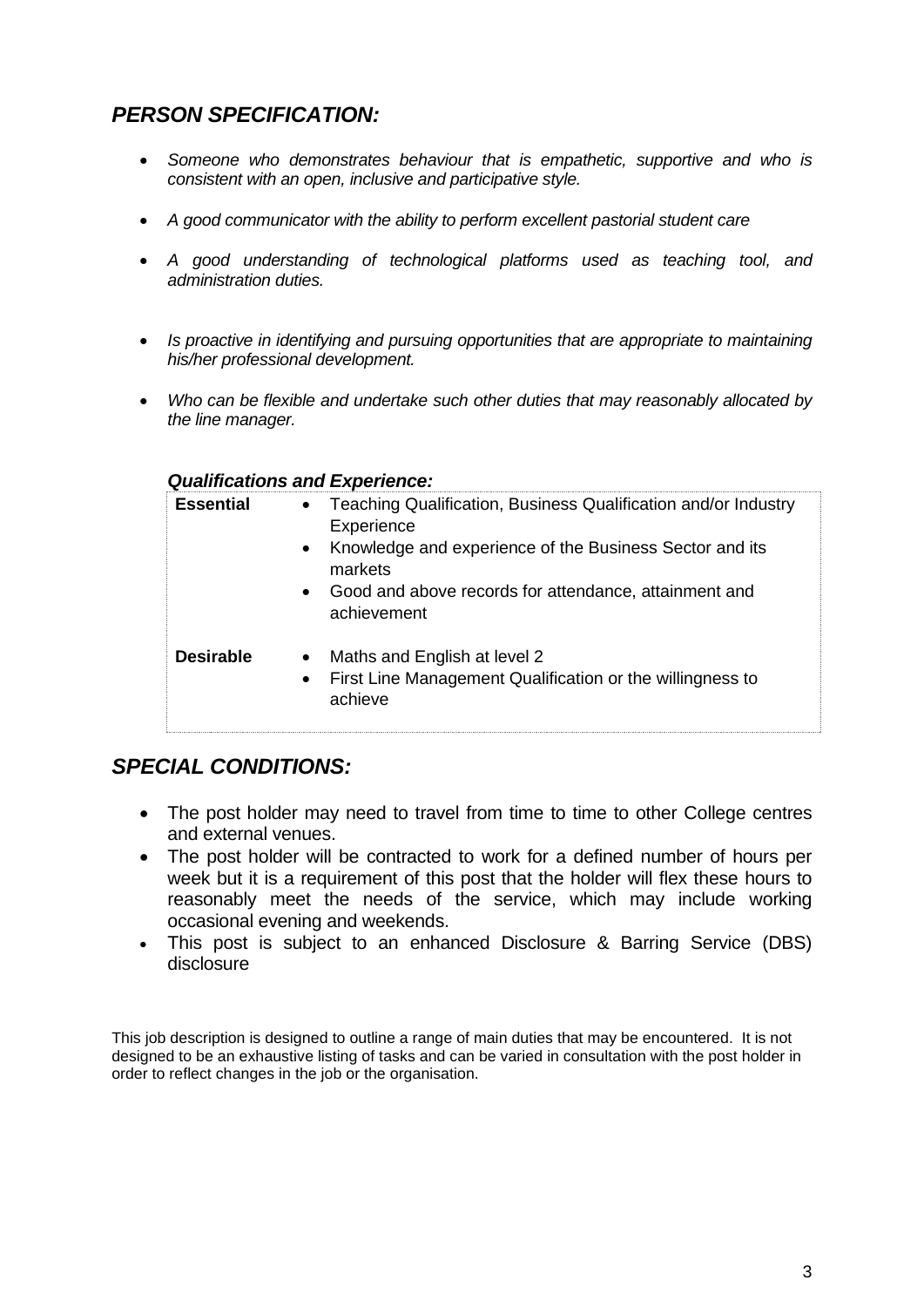## *PERSON SPECIFICATION:*

- *Someone who demonstrates behaviour that is empathetic, supportive and who is consistent with an open, inclusive and participative style.*
- *A good communicator with the ability to perform excellent pastorial student care*
- *A good understanding of technological platforms used as teaching tool, and administration duties.*
- *Is proactive in identifying and pursuing opportunities that are appropriate to maintaining his/her professional development.*
- *Who can be flexible and undertake such other duties that may reasonably allocated by the line manager.*

### *Qualifications and Experience:*

| | |
|---|---|
| **Essential** | • Teaching Qualification, Business Qualification and/or Industry Experience<br>• Knowledge and experience of the Business Sector and its markets<br>• Good and above records for attendance, attainment and achievement |
| **Desirable** | • Maths and English at level 2<br>• First Line Management Qualification or the willingness to achieve |

## *SPECIAL CONDITIONS:*

- The post holder may need to travel from time to time to other College centres and external venues.
- The post holder will be contracted to work for a defined number of hours per week but it is a requirement of this post that the holder will flex these hours to reasonably meet the needs of the service, which may include working occasional evening and weekends.
- This post is subject to an enhanced Disclosure & Barring Service (DBS) disclosure

This job description is designed to outline a range of main duties that may be encountered. It is not designed to be an exhaustive listing of tasks and can be varied in consultation with the post holder in order to reflect changes in the job or the organisation.